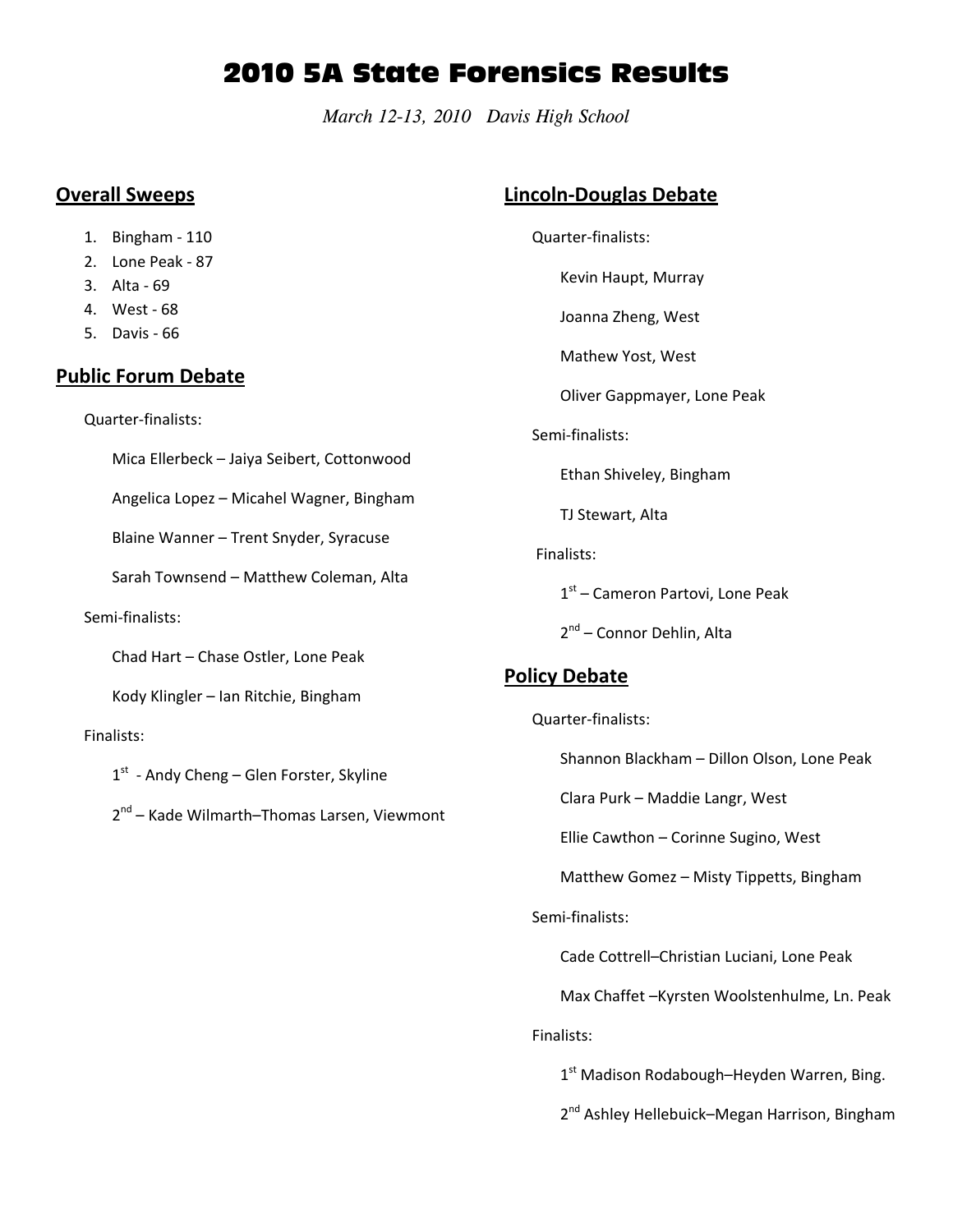# 2010 5A State Forensics Results

*March 12-13, 2010 Davis High School*

## Overall Sweeps

1. Bingham - 110
2. Lone Peak - 87
3. Alta - 69
4. West - 68
5. Davis - 66

## Public Forum Debate

Quarter-finalists:

Mica Ellerbeck – Jaiya Seibert, Cottonwood

Angelica Lopez – Micahel Wagner, Bingham

Blaine Wanner – Trent Snyder, Syracuse

Sarah Townsend – Matthew Coleman, Alta

Semi-finalists:

Chad Hart – Chase Ostler, Lone Peak

Kody Klingler – Ian Ritchie, Bingham

Finalists:

1st - Andy Cheng – Glen Forster, Skyline

2nd – Kade Wilmarth–Thomas Larsen, Viewmont

## Lincoln-Douglas Debate

Quarter-finalists:

Kevin Haupt, Murray

Joanna Zheng, West

Mathew Yost, West

Oliver Gappmayer, Lone Peak

Semi-finalists:

Ethan Shiveley, Bingham

TJ Stewart, Alta

Finalists:

1st – Cameron Partovi, Lone Peak

2nd – Connor Dehlin, Alta

## Policy Debate

Quarter-finalists:

Shannon Blackham – Dillon Olson, Lone Peak

Clara Purk – Maddie Langr, West

Ellie Cawthon – Corinne Sugino, West

Matthew Gomez – Misty Tippetts, Bingham

Semi-finalists:

Cade Cottrell–Christian Luciani, Lone Peak

Max Chaffet –Kyrsten Woolstenhulme, Ln. Peak

Finalists:

1st Madison Rodabough–Heyden Warren, Bing.

2nd Ashley Hellebuick–Megan Harrison, Bingham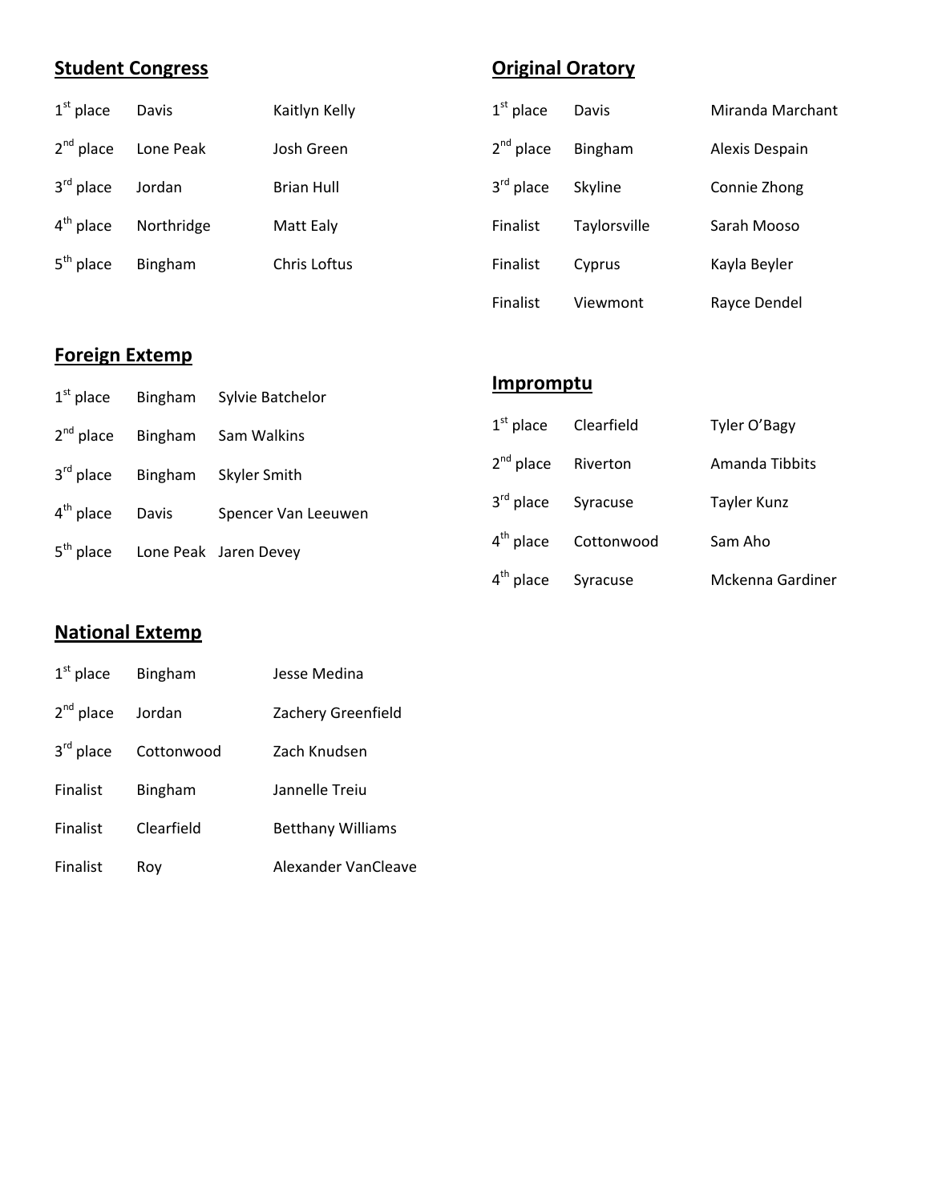## Student Congress

| | | |
|---|---|---|
| 1st place | Davis | Kaitlyn Kelly |
| 2nd place | Lone Peak | Josh Green |
| 3rd place | Jordan | Brian Hull |
| 4th place | Northridge | Matt Ealy |
| 5th place | Bingham | Chris Loftus |

## Foreign Extemp

| | | |
|---|---|---|
| 1st place | Bingham | Sylvie Batchelor |
| 2nd place | Bingham | Sam Walkins |
| 3rd place | Bingham | Skyler Smith |
| 4th place | Davis | Spencer Van Leeuwen |
| 5th place | Lone Peak | Jaren Devey |

## National Extemp

| | | |
|---|---|---|
| 1st place | Bingham | Jesse Medina |
| 2nd place | Jordan | Zachery Greenfield |
| 3rd place | Cottonwood | Zach Knudsen |
| Finalist | Bingham | Jannelle Treiu |
| Finalist | Clearfield | Betthany Williams |
| Finalist | Roy | Alexander VanCleave |

## Original Oratory

| | | |
|---|---|---|
| 1st place | Davis | Miranda Marchant |
| 2nd place | Bingham | Alexis Despain |
| 3rd place | Skyline | Connie Zhong |
| Finalist | Taylorsville | Sarah Mooso |
| Finalist | Cyprus | Kayla Beyler |
| Finalist | Viewmont | Rayce Dendel |

## Impromptu

| | | |
|---|---|---|
| 1st place | Clearfield | Tyler O'Bagy |
| 2nd place | Riverton | Amanda Tibbits |
| 3rd place | Syracuse | Tayler Kunz |
| 4th place | Cottonwood | Sam Aho |
| 4th place | Syracuse | Mckenna Gardiner |